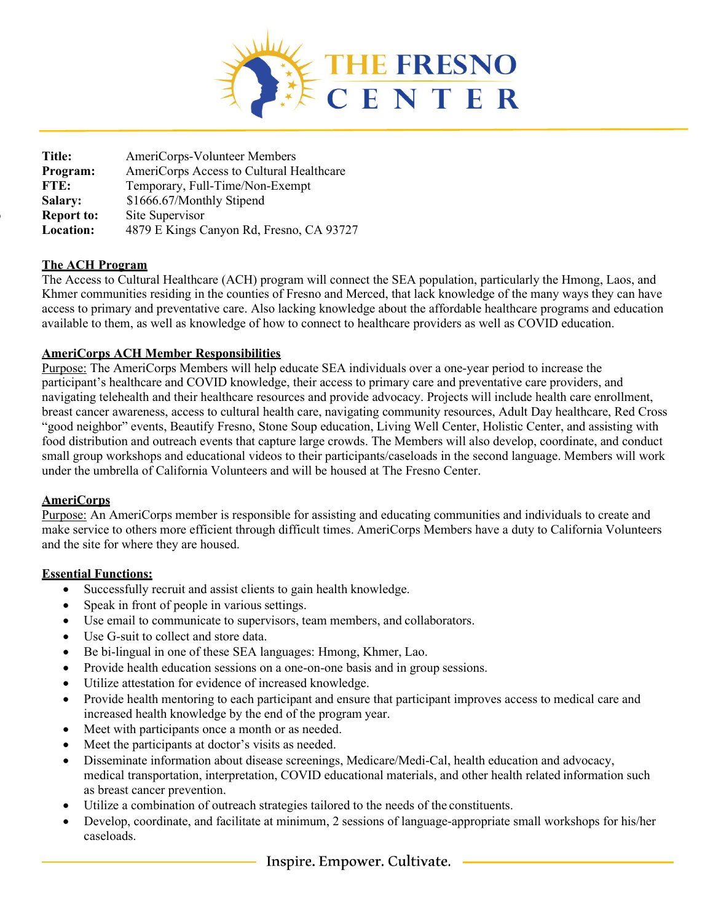# THE FRESNO CENTER

| | |
|---|---|
| **Title:** | AmeriCorps-Volunteer Members |
| **Program:** | AmeriCorps Access to Cultural Healthcare |
| **FTE:** | Temporary, Full-Time/Non-Exempt |
| **Salary:** | $1666.67/Monthly Stipend |
| **Report to:** | Site Supervisor |
| **Location:** | 4879 E Kings Canyon Rd, Fresno, CA 93727 |

## The ACH Program

The Access to Cultural Healthcare (ACH) program will connect the SEA population, particularly the Hmong, Laos, and Khmer communities residing in the counties of Fresno and Merced, that lack knowledge of the many ways they can have access to primary and preventative care. Also lacking knowledge about the affordable healthcare programs and education available to them, as well as knowledge of how to connect to healthcare providers as well as COVID education.

## AmeriCorps ACH Member Responsibilities

Purpose: The AmeriCorps Members will help educate SEA individuals over a one-year period to increase the participant's healthcare and COVID knowledge, their access to primary care and preventative care providers, and navigating telehealth and their healthcare resources and provide advocacy. Projects will include health care enrollment, breast cancer awareness, access to cultural health care, navigating community resources, Adult Day healthcare, Red Cross "good neighbor" events, Beautify Fresno, Stone Soup education, Living Well Center, Holistic Center, and assisting with food distribution and outreach events that capture large crowds. The Members will also develop, coordinate, and conduct small group workshops and educational videos to their participants/caseloads in the second language. Members will work under the umbrella of California Volunteers and will be housed at The Fresno Center.

## AmeriCorps

Purpose: An AmeriCorps member is responsible for assisting and educating communities and individuals to create and make service to others more efficient through difficult times. AmeriCorps Members have a duty to California Volunteers and the site for where they are housed.

## Essential Functions:

- Successfully recruit and assist clients to gain health knowledge.
- Speak in front of people in various settings.
- Use email to communicate to supervisors, team members, and collaborators.
- Use G-suit to collect and store data.
- Be bi-lingual in one of these SEA languages: Hmong, Khmer, Lao.
- Provide health education sessions on a one-on-one basis and in group sessions.
- Utilize attestation for evidence of increased knowledge.
- Provide health mentoring to each participant and ensure that participant improves access to medical care and increased health knowledge by the end of the program year.
- Meet with participants once a month or as needed.
- Meet the participants at doctor's visits as needed.
- Disseminate information about disease screenings, Medicare/Medi-Cal, health education and advocacy, medical transportation, interpretation, COVID educational materials, and other health related information such as breast cancer prevention.
- Utilize a combination of outreach strategies tailored to the needs of the constituents.
- Develop, coordinate, and facilitate at minimum, 2 sessions of language-appropriate small workshops for his/her caseloads.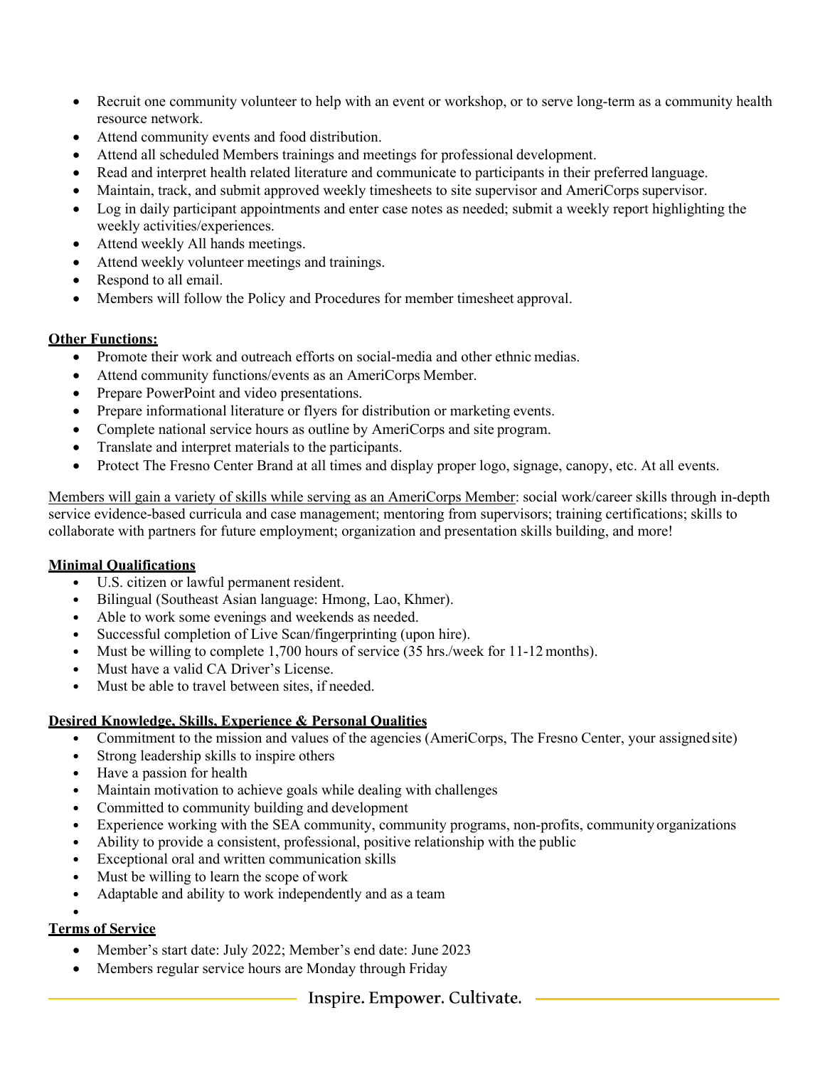- Recruit one community volunteer to help with an event or workshop, or to serve long-term as a community health resource network.
- Attend community events and food distribution.
- Attend all scheduled Members trainings and meetings for professional development.
- Read and interpret health related literature and communicate to participants in their preferred language.
- Maintain, track, and submit approved weekly timesheets to site supervisor and AmeriCorps supervisor.
- Log in daily participant appointments and enter case notes as needed; submit a weekly report highlighting the weekly activities/experiences.
- Attend weekly All hands meetings.
- Attend weekly volunteer meetings and trainings.
- Respond to all email.
- Members will follow the Policy and Procedures for member timesheet approval.

**Other Functions:**

- Promote their work and outreach efforts on social-media and other ethnic medias.
- Attend community functions/events as an AmeriCorps Member.
- Prepare PowerPoint and video presentations.
- Prepare informational literature or flyers for distribution or marketing events.
- Complete national service hours as outline by AmeriCorps and site program.
- Translate and interpret materials to the participants.
- Protect The Fresno Center Brand at all times and display proper logo, signage, canopy, etc. At all events.

Members will gain a variety of skills while serving as an AmeriCorps Member: social work/career skills through in-depth service evidence-based curricula and case management; mentoring from supervisors; training certifications; skills to collaborate with partners for future employment; organization and presentation skills building, and more!

**Minimal Qualifications**

- U.S. citizen or lawful permanent resident.
- Bilingual (Southeast Asian language: Hmong, Lao, Khmer).
- Able to work some evenings and weekends as needed.
- Successful completion of Live Scan/fingerprinting (upon hire).
- Must be willing to complete 1,700 hours of service (35 hrs./week for 11-12 months).
- Must have a valid CA Driver's License.
- Must be able to travel between sites, if needed.

**Desired Knowledge, Skills, Experience & Personal Qualities**

- Commitment to the mission and values of the agencies (AmeriCorps, The Fresno Center, your assigned site)
- Strong leadership skills to inspire others
- Have a passion for health
- Maintain motivation to achieve goals while dealing with challenges
- Committed to community building and development
- Experience working with the SEA community, community programs, non-profits, community organizations
- Ability to provide a consistent, professional, positive relationship with the public
- Exceptional oral and written communication skills
- Must be willing to learn the scope of work
- Adaptable and ability to work independently and as a team

**Terms of Service**

- Member's start date: July 2022; Member's end date: June 2023
- Members regular service hours are Monday through Friday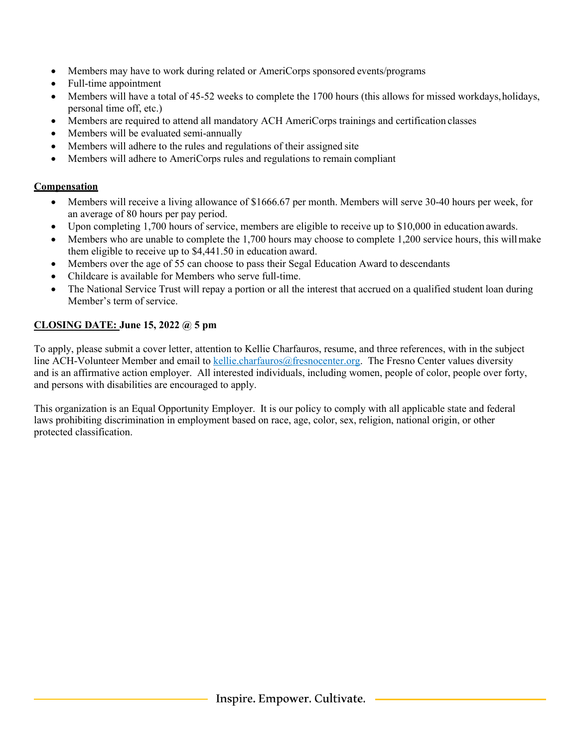- Members may have to work during related or AmeriCorps sponsored events/programs
- Full-time appointment
- Members will have a total of 45-52 weeks to complete the 1700 hours (this allows for missed workdays, holidays, personal time off, etc.)
- Members are required to attend all mandatory ACH AmeriCorps trainings and certification classes
- Members will be evaluated semi-annually
- Members will adhere to the rules and regulations of their assigned site
- Members will adhere to AmeriCorps rules and regulations to remain compliant

**Compensation**

- Members will receive a living allowance of $1666.67 per month. Members will serve 30-40 hours per week, for an average of 80 hours per pay period.
- Upon completing 1,700 hours of service, members are eligible to receive up to $10,000 in education awards.
- Members who are unable to complete the 1,700 hours may choose to complete 1,200 service hours, this will make them eligible to receive up to $4,441.50 in education award.
- Members over the age of 55 can choose to pass their Segal Education Award to descendants
- Childcare is available for Members who serve full-time.
- The National Service Trust will repay a portion or all the interest that accrued on a qualified student loan during Member's term of service.

**CLOSING DATE: June 15, 2022 @ 5 pm**

To apply, please submit a cover letter, attention to Kellie Charfauros, resume, and three references, with in the subject line ACH-Volunteer Member and email to kellie.charfauros@fresnocenter.org. The Fresno Center values diversity and is an affirmative action employer. All interested individuals, including women, people of color, people over forty, and persons with disabilities are encouraged to apply.

This organization is an Equal Opportunity Employer. It is our policy to comply with all applicable state and federal laws prohibiting discrimination in employment based on race, age, color, sex, religion, national origin, or other protected classification.